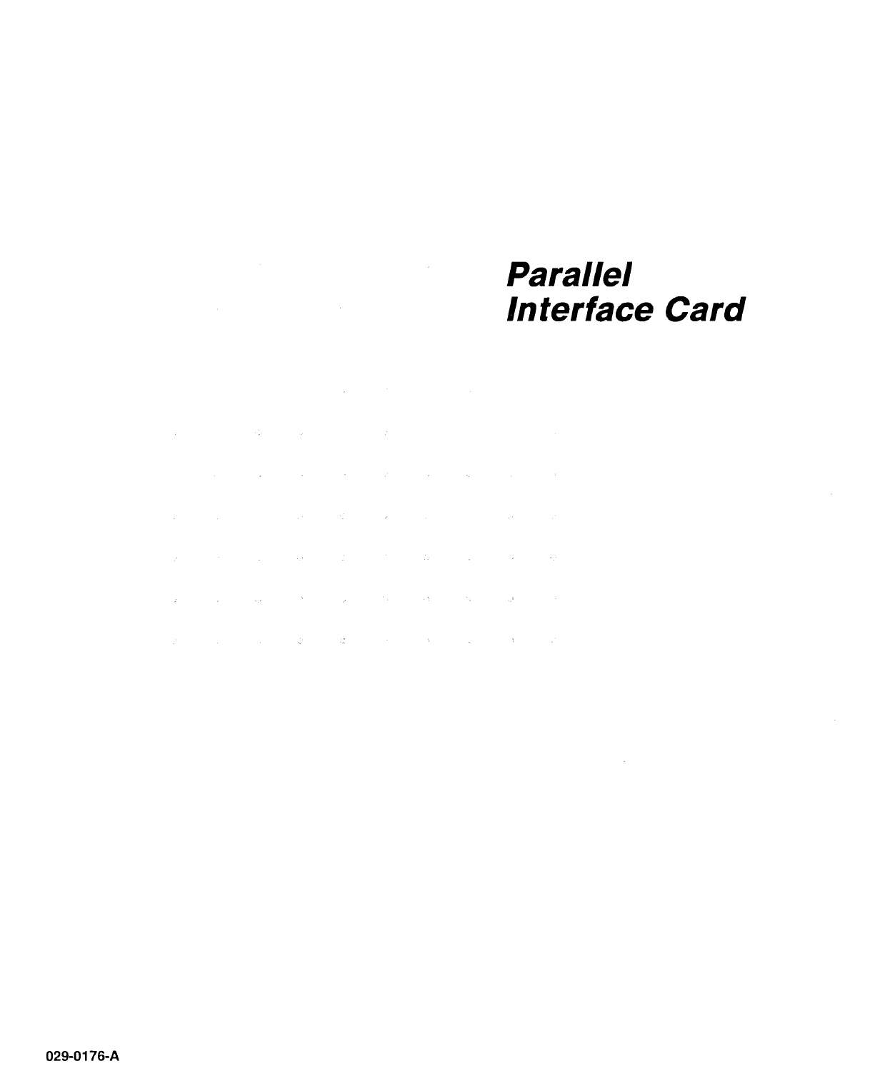# *Parallel Interface Card*

029-0176-A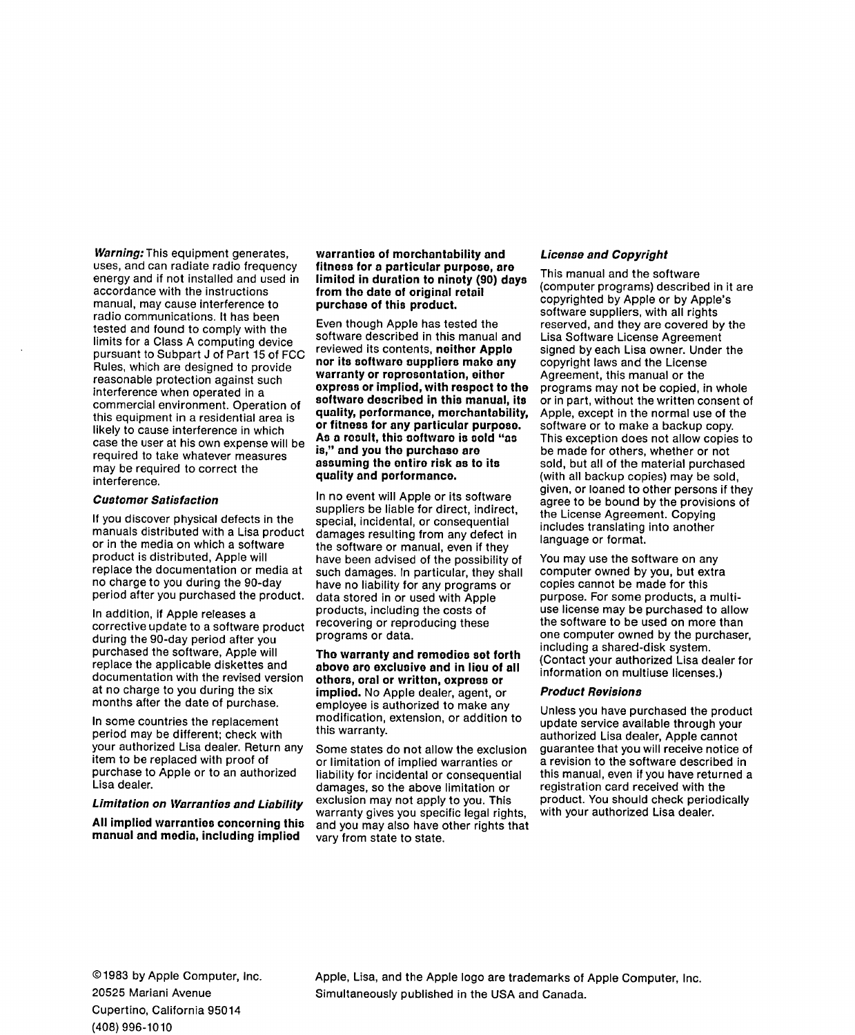*Warning:* This equipment generates, uses, and can radiate radio frequency energy and if not installed and used in accordance with the instructions manual, may cause interference to radio communications. It has been tested and found to comply with the limits for a Class A computing device pursuant to Subpart J of Part 15 of FCC Rules, which are designed to provide reasonable protection against such interference when operated in a commercial environment. Operation of this equipment in a residential area is likely to cause interference in which case the user at his own expense will be required to take whatever measures may be required to correct the interference.

### *Customer Satisfaction*

If you discover physical defects in the manuals distributed with a Lisa product or in the media on which a software product is distributed, Apple will replace the documentation or media at no charge to you during the 90-day period after you purchased the product.

In addition, if Apple releases a corrective update to a software product during the 90-day period after you purchased the software, Apple will replace the applicable diskettes and documentation with the revised version at no charge to you during the six months after the date of purchase.

In some countries the replacement period may be different; check with your authorized Lisa dealer. Return any item to be replaced with proof of purchase to Apple or to an authorized Lisa dealer.

### *Limitation on Warranties and Liability*

**All implied warranties concerning this manual and media, including implied warranties of merchantability and fitness for a particular purpose, are limited in duration to ninety (90) days from the date of original retail purchase of this product.**

Even though Apple has tested the software described in this manual and reviewed its contents, **neither Apple nor its software suppliers make any warranty or representation, either express or implied, with respect to the software described in this manual, its quality, performance, merchantability, or fitness for any particular purpose. As a result, this software is sold "as is," and you the purchase are assuming the entire risk as to its quality and performance.**

In no event will Apple or its software suppliers be liable for direct, indirect, special, incidental, or consequential damages resulting from any defect in the software or manual, even if they have been advised of the possibility of such damages. In particular, they shall have no liability for any programs or data stored in or used with Apple products, including the costs of recovering or reproducing these programs or data.

**The warranty and remedies set forth above are exclusive and in lieu of all others, oral or written, express or implied.** No Apple dealer, agent, or employee is authorized to make any modification, extension, or addition to this warranty.

Some states do not allow the exclusion or limitation of implied warranties or liability for incidental or consequential damages, so the above limitation or exclusion may not apply to you. This warranty gives you specific legal rights, and you may also have other rights that vary from state to state.

### *License and Copyright*

This manual and the software (computer programs) described in it are copyrighted by Apple or by Apple's software suppliers, with all rights reserved, and they are covered by the Lisa Software License Agreement signed by each Lisa owner. Under the copyright laws and the License Agreement, this manual or the programs may not be copied, in whole or in part, without the written consent of Apple, except in the normal use of the software or to make a backup copy. This exception does not allow copies to be made for others, whether or not sold, but all of the material purchased (with all backup copies) may be sold, given, or loaned to other persons if they agree to be bound by the provisions of the License Agreement. Copying includes translating into another language or format.

You may use the software on any computer owned by you, but extra copies cannot be made for this purpose. For some products, a multi-use license may be purchased to allow the software to be used on more than one computer owned by the purchaser, including a shared-disk system. (Contact your authorized Lisa dealer for information on multiuse licenses.)

### *Product Revisions*

Unless you have purchased the product update service available through your authorized Lisa dealer, Apple cannot guarantee that you will receive notice of a revision to the software described in this manual, even if you have returned a registration card received with the product. You should check periodically with your authorized Lisa dealer.

©1983 by Apple Computer, Inc.
20525 Mariani Avenue
Cupertino, California 95014
(408) 996-1010

Apple, Lisa, and the Apple logo are trademarks of Apple Computer, Inc.
Simultaneously published in the USA and Canada.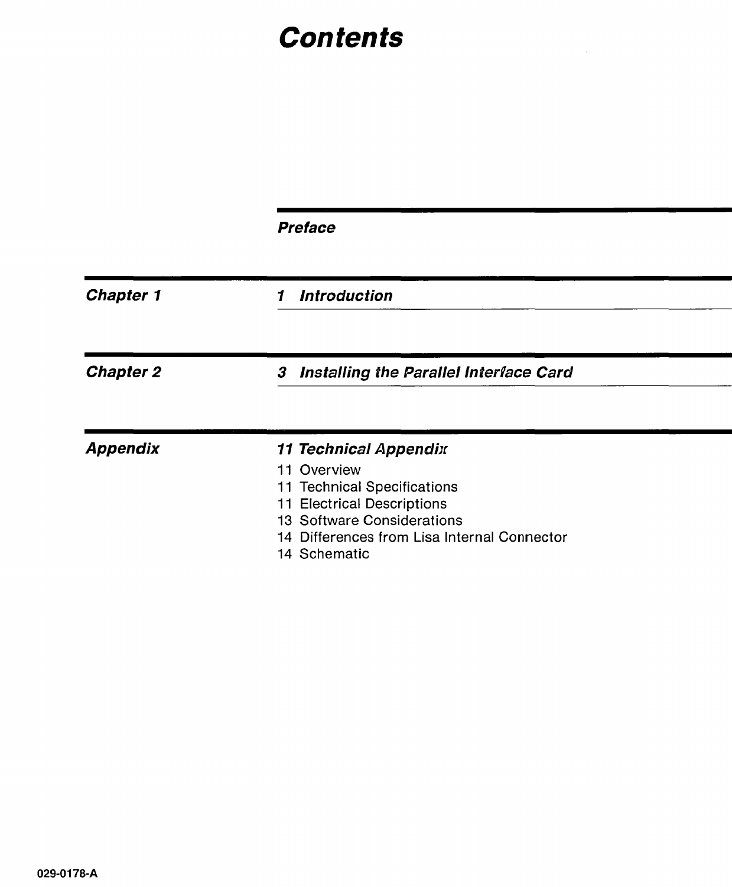# Contents

## Preface

## Chapter 1

**1 Introduction**

## Chapter 2

**3 Installing the Parallel Interface Card**

## Appendix

**11 Technical Appendix**

11 Overview
11 Technical Specifications
11 Electrical Descriptions
13 Software Considerations
14 Differences from Lisa Internal Connector
14 Schematic

029-0178-A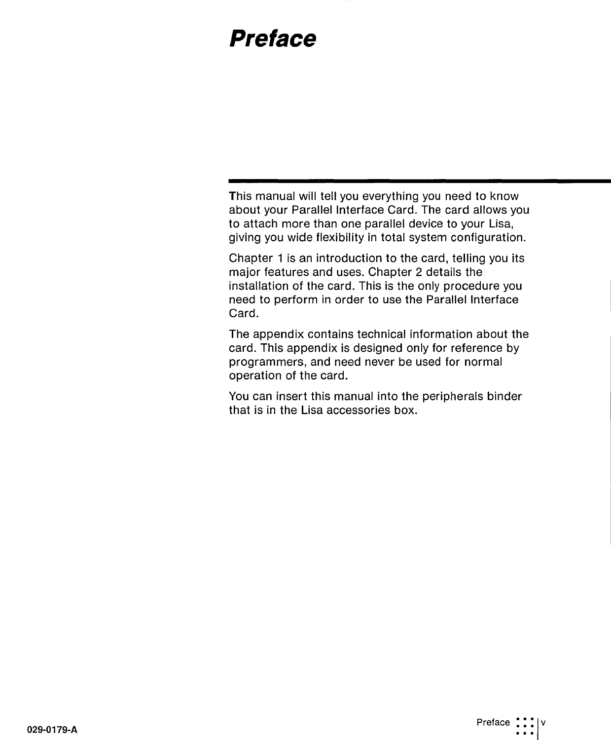# Preface

This manual will tell you everything you need to know about your Parallel Interface Card. The card allows you to attach more than one parallel device to your Lisa, giving you wide flexibility in total system configuration.

Chapter 1 is an introduction to the card, telling you its major features and uses. Chapter 2 details the installation of the card. This is the only procedure you need to perform in order to use the Parallel Interface Card.

The appendix contains technical information about the card. This appendix is designed only for reference by programmers, and need never be used for normal operation of the card.

You can insert this manual into the peripherals binder that is in the Lisa accessories box.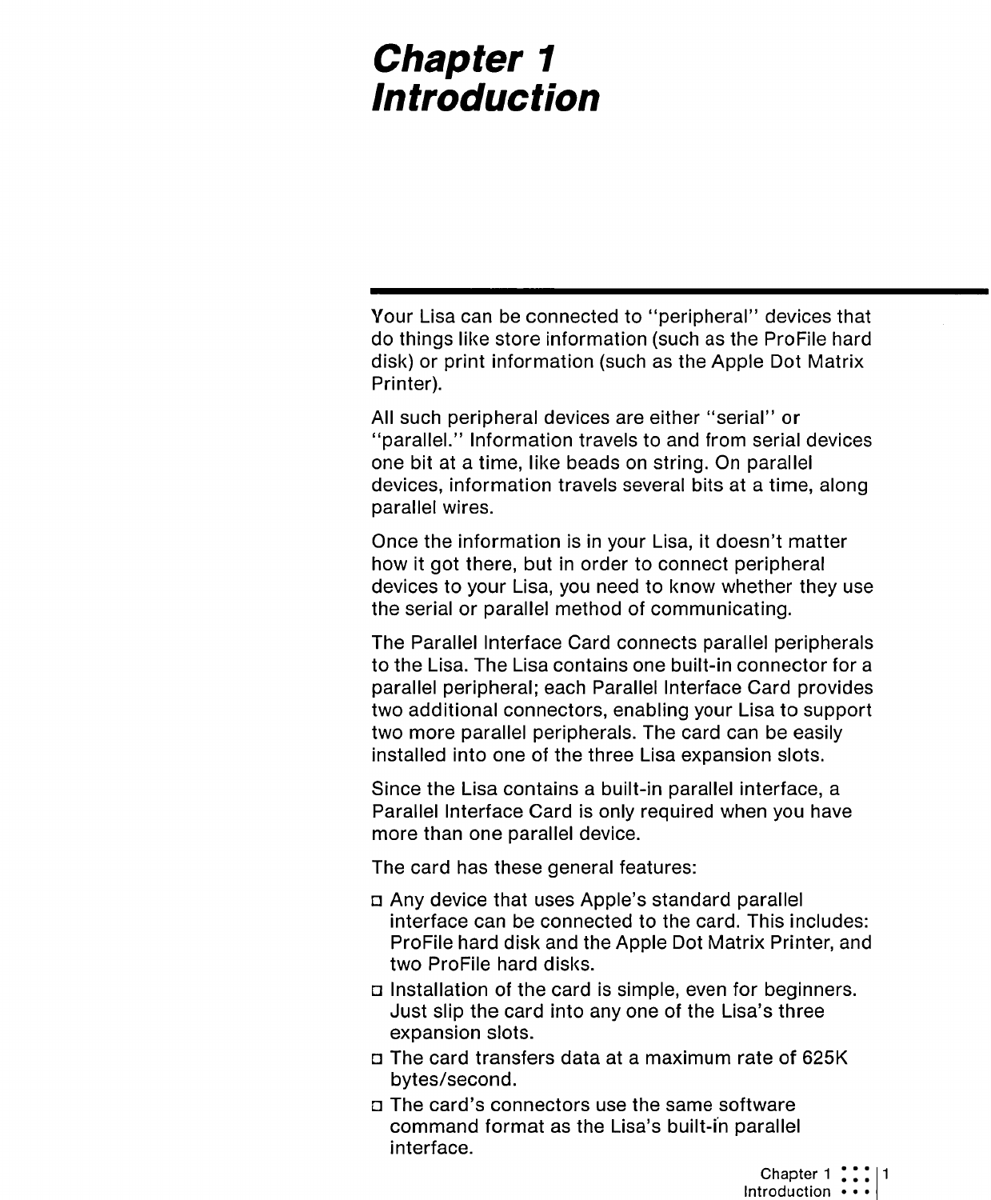# Chapter 1 Introduction

Your Lisa can be connected to "peripheral" devices that do things like store information (such as the ProFile hard disk) or print information (such as the Apple Dot Matrix Printer).

All such peripheral devices are either "serial" or "parallel." Information travels to and from serial devices one bit at a time, like beads on string. On parallel devices, information travels several bits at a time, along parallel wires.

Once the information is in your Lisa, it doesn't matter how it got there, but in order to connect peripheral devices to your Lisa, you need to know whether they use the serial or parallel method of communicating.

The Parallel Interface Card connects parallel peripherals to the Lisa. The Lisa contains one built-in connector for a parallel peripheral; each Parallel Interface Card provides two additional connectors, enabling your Lisa to support two more parallel peripherals. The card can be easily installed into one of the three Lisa expansion slots.

Since the Lisa contains a built-in parallel interface, a Parallel Interface Card is only required when you have more than one parallel device.

The card has these general features:

- Any device that uses Apple's standard parallel interface can be connected to the card. This includes: ProFile hard disk and the Apple Dot Matrix Printer, and two ProFile hard disks.
- Installation of the card is simple, even for beginners. Just slip the card into any one of the Lisa's three expansion slots.
- The card transfers data at a maximum rate of 625K bytes/second.
- The card's connectors use the same software command format as the Lisa's built-in parallel interface.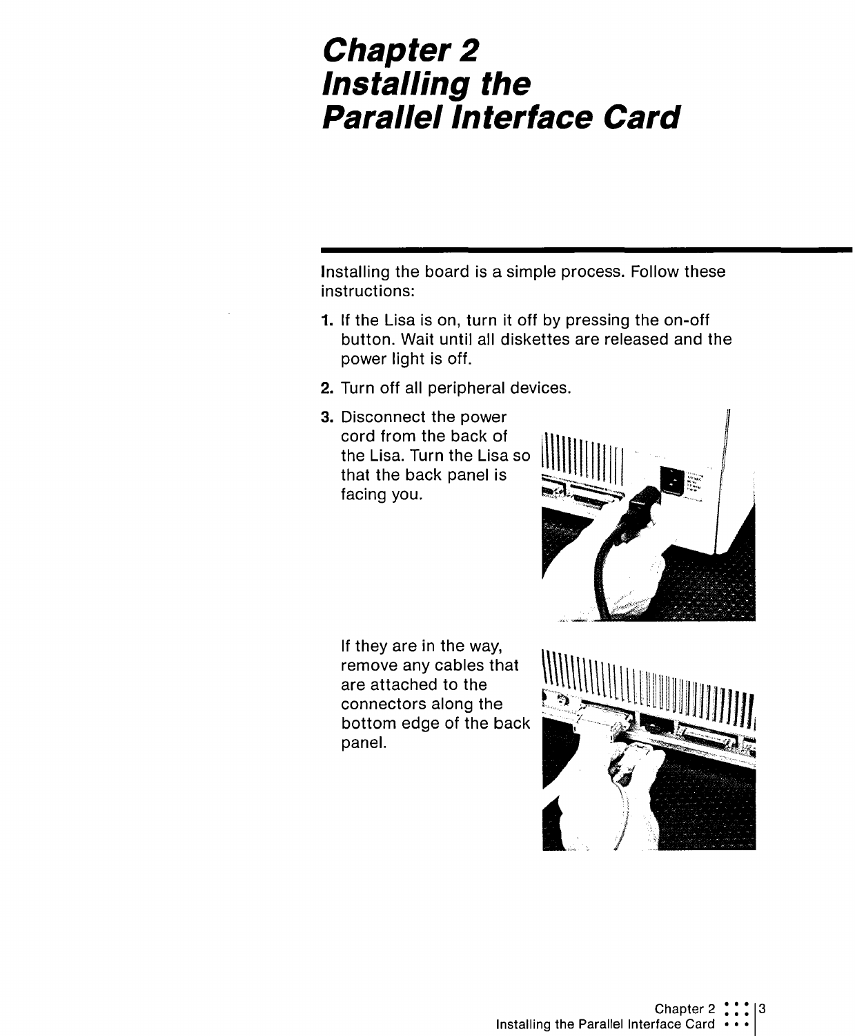# Chapter 2 Installing the Parallel Interface Card

Installing the board is a simple process. Follow these instructions:

1. If the Lisa is on, turn it off by pressing the on-off button. Wait until all diskettes are released and the power light is off.
2. Turn off all peripheral devices.
3. Disconnect the power cord from the back of the Lisa. Turn the Lisa so that the back panel is facing you.

   If they are in the way, remove any cables that are attached to the connectors along the bottom edge of the back panel.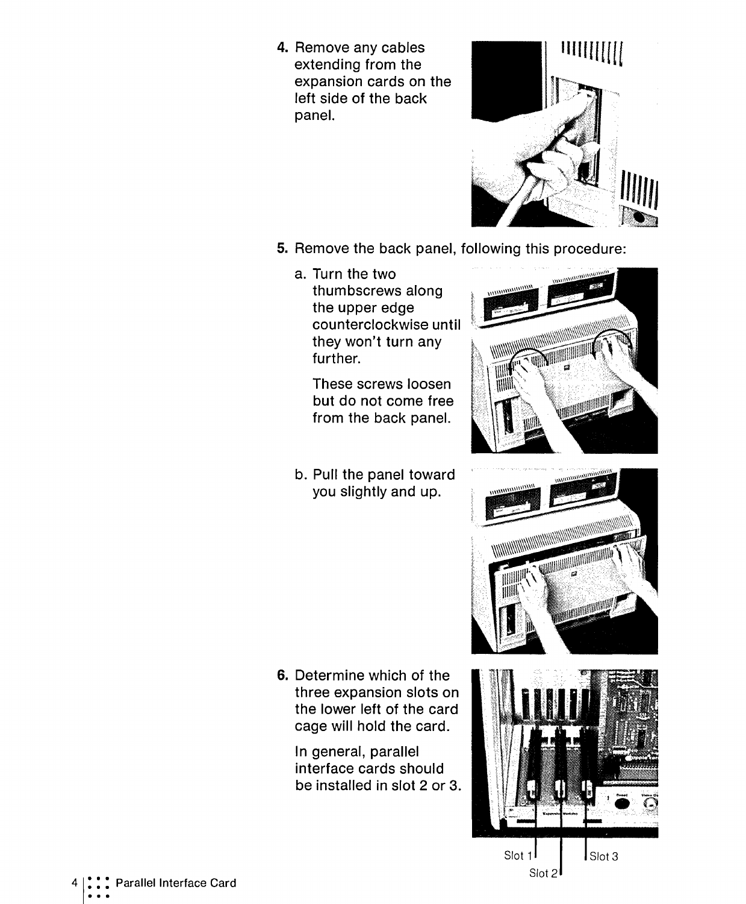4. Remove any cables extending from the expansion cards on the left side of the back panel.

5. Remove the back panel, following this procedure:

   a. Turn the two thumbscrews along the upper edge counterclockwise until they won't turn any further.

      These screws loosen but do not come free from the back panel.

   b. Pull the panel toward you slightly and up.

6. Determine which of the three expansion slots on the lower left of the card cage will hold the card.

   In general, parallel interface cards should be installed in slot 2 or 3.

Slot 1 Slot 2 Slot 3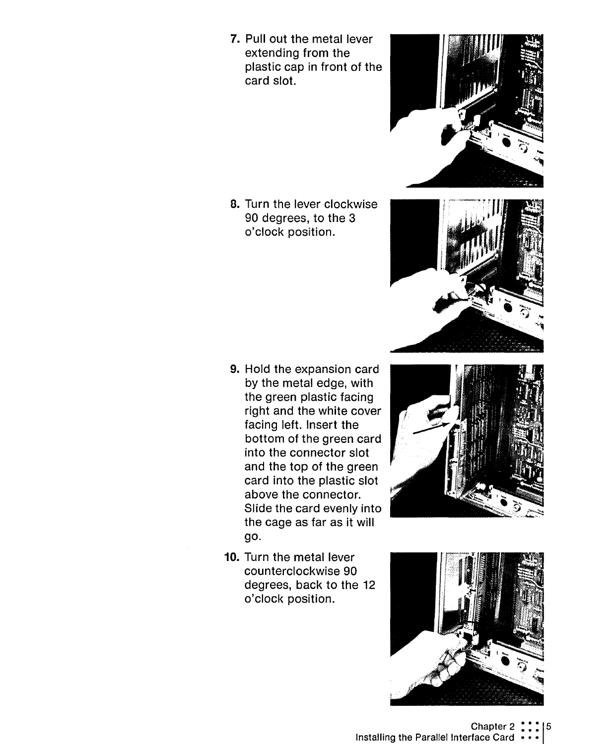7. Pull out the metal lever extending from the plastic cap in front of the card slot.

8. Turn the lever clockwise 90 degrees, to the 3 o'clock position.

9. Hold the expansion card by the metal edge, with the green plastic facing right and the white cover facing left. Insert the bottom of the green card into the connector slot and the top of the green card into the plastic slot above the connector. Slide the card evenly into the cage as far as it will go.

10. Turn the metal lever counterclockwise 90 degrees, back to the 12 o'clock position.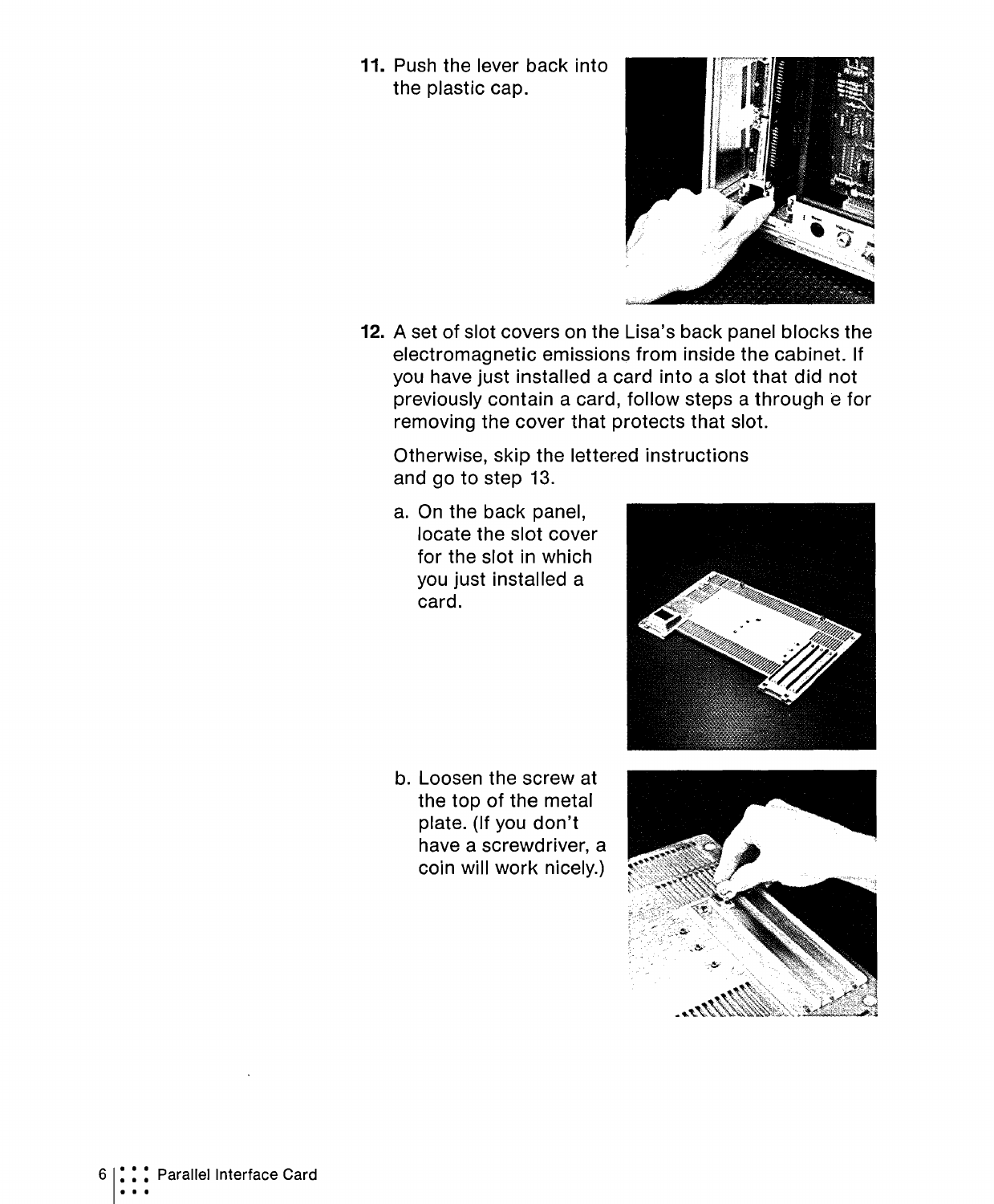11. Push the lever back into the plastic cap.

12. A set of slot covers on the Lisa's back panel blocks the electromagnetic emissions from inside the cabinet. If you have just installed a card into a slot that did not previously contain a card, follow steps a through e for removing the cover that protects that slot.

    Otherwise, skip the lettered instructions and go to step 13.

    a. On the back panel, locate the slot cover for the slot in which you just installed a card.

    b. Loosen the screw at the top of the metal plate. (If you don't have a screwdriver, a coin will work nicely.)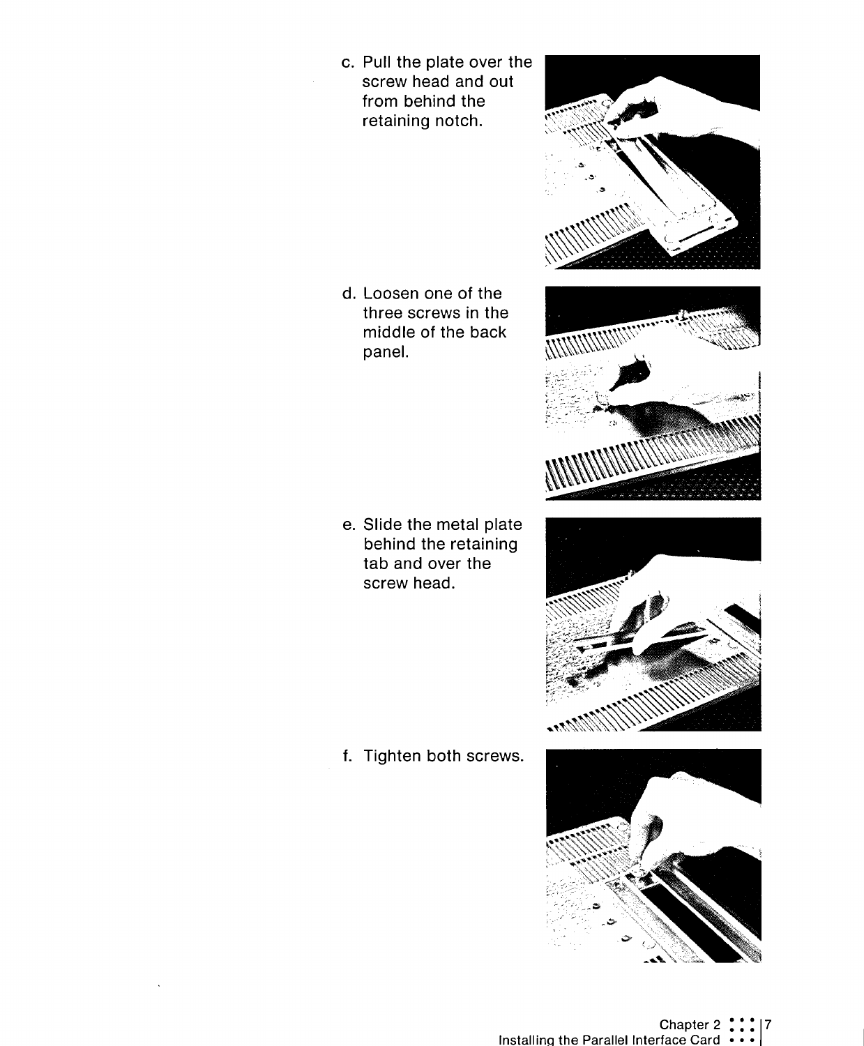c. Pull the plate over the screw head and out from behind the retaining notch.

d. Loosen one of the three screws in the middle of the back panel.

e. Slide the metal plate behind the retaining tab and over the screw head.

f. Tighten both screws.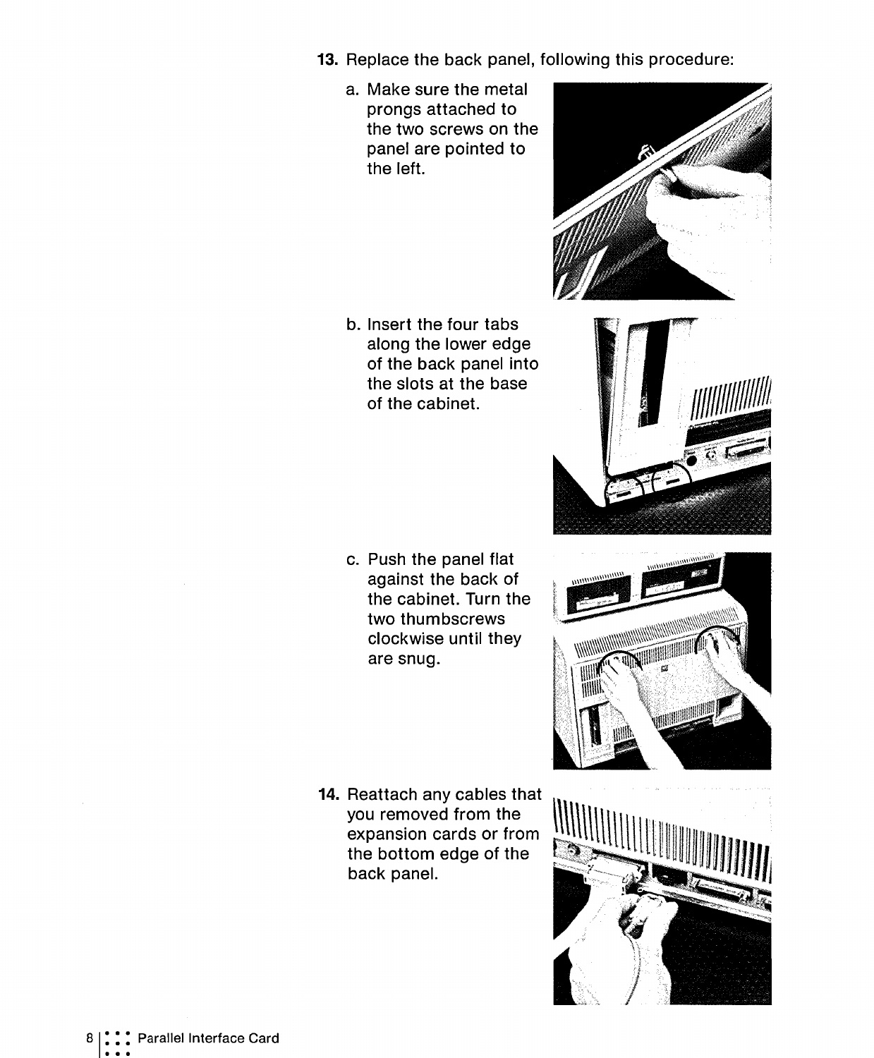13. Replace the back panel, following this procedure:

    a. Make sure the metal prongs attached to the two screws on the panel are pointed to the left.

    b. Insert the four tabs along the lower edge of the back panel into the slots at the base of the cabinet.

    c. Push the panel flat against the back of the cabinet. Turn the two thumbscrews clockwise until they are snug.

14. Reattach any cables that you removed from the expansion cards or from the bottom edge of the back panel.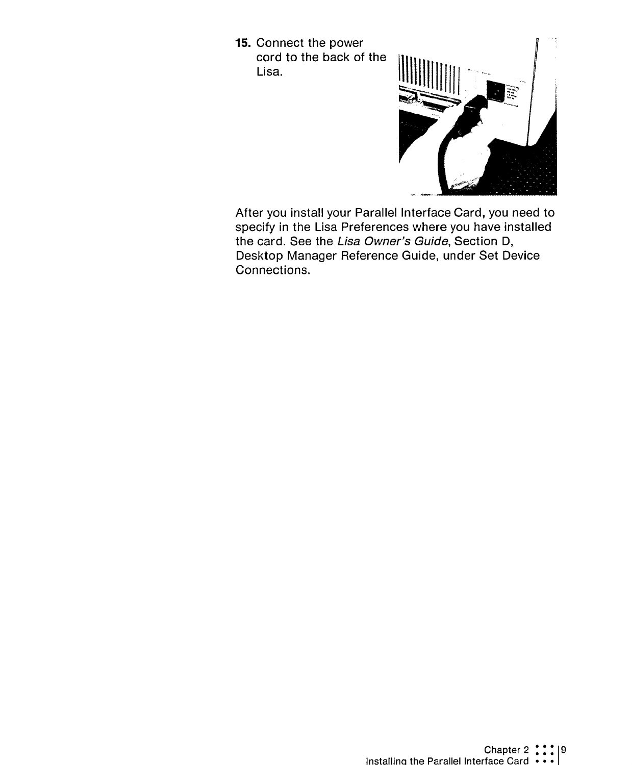15. Connect the power cord to the back of the Lisa.

After you install your Parallel Interface Card, you need to specify in the Lisa Preferences where you have installed the card. See the *Lisa Owner's Guide*, Section D, Desktop Manager Reference Guide, under Set Device Connections.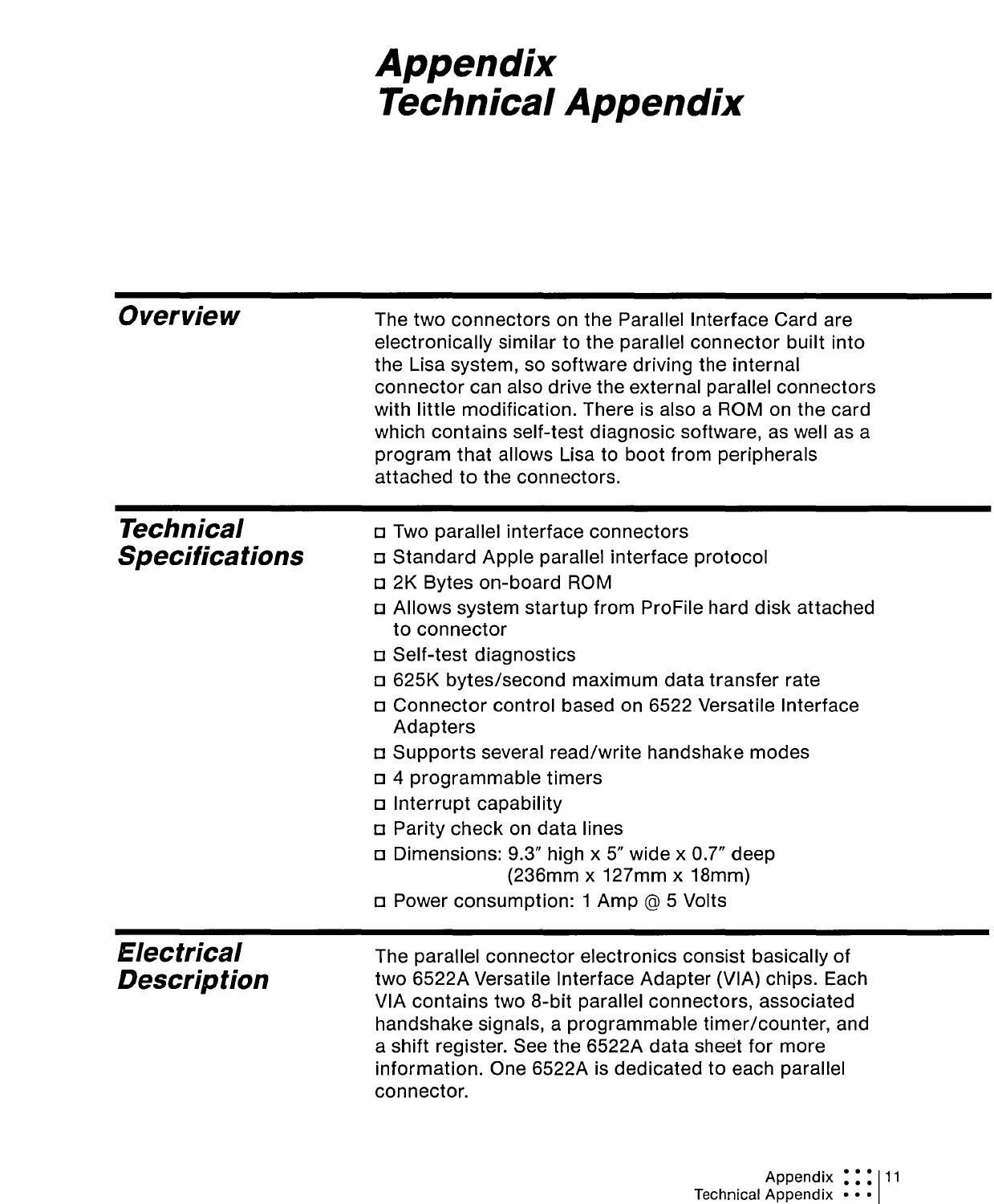# Appendix
# Technical Appendix

## Overview

The two connectors on the Parallel Interface Card are electronically similar to the parallel connector built into the Lisa system, so software driving the internal connector can also drive the external parallel connectors with little modification. There is also a ROM on the card which contains self-test diagnosic software, as well as a program that allows Lisa to boot from peripherals attached to the connectors.

## Technical Specifications

- Two parallel interface connectors
- Standard Apple parallel interface protocol
- 2K Bytes on-board ROM
- Allows system startup from ProFile hard disk attached to connector
- Self-test diagnostics
- 625K bytes/second maximum data transfer rate
- Connector control based on 6522 Versatile Interface Adapters
- Supports several read/write handshake modes
- 4 programmable timers
- Interrupt capability
- Parity check on data lines
- Dimensions: 9.3" high x 5" wide x 0.7" deep (236mm x 127mm x 18mm)
- Power consumption: 1 Amp @ 5 Volts

## Electrical Description

The parallel connector electronics consist basically of two 6522A Versatile Interface Adapter (VIA) chips. Each VIA contains two 8-bit parallel connectors, associated handshake signals, a programmable timer/counter, and a shift register. See the 6522A data sheet for more information. One 6522A is dedicated to each parallel connector.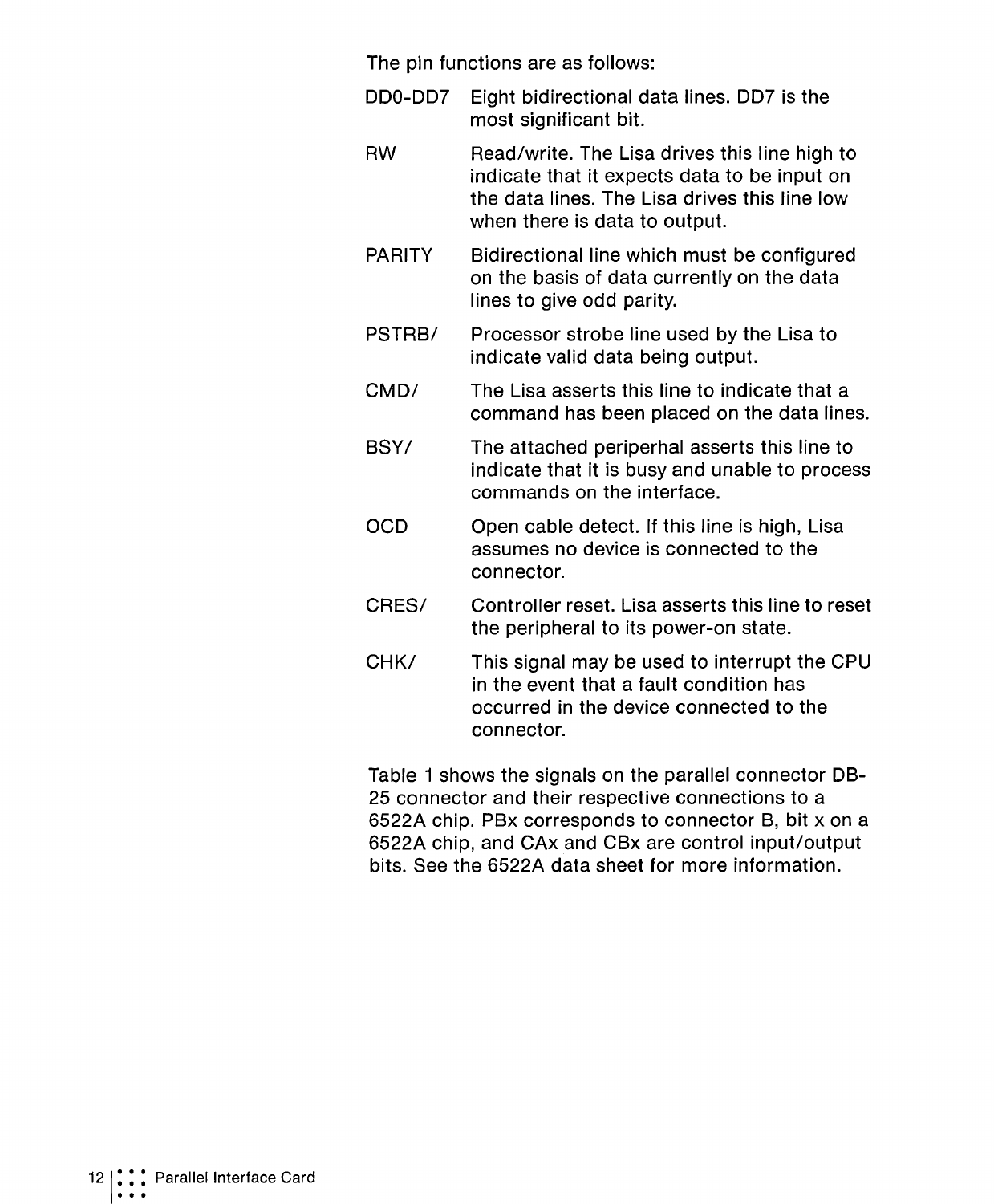The pin functions are as follows:

| | |
|---|---|
| DD0-DD7 | Eight bidirectional data lines. DD7 is the most significant bit. |
| RW | Read/write. The Lisa drives this line high to indicate that it expects data to be input on the data lines. The Lisa drives this line low when there is data to output. |
| PARITY | Bidirectional line which must be configured on the basis of data currently on the data lines to give odd parity. |
| PSTRB/ | Processor strobe line used by the Lisa to indicate valid data being output. |
| CMD/ | The Lisa asserts this line to indicate that a command has been placed on the data lines. |
| BSY/ | The attached periperhal asserts this line to indicate that it is busy and unable to process commands on the interface. |
| OCD | Open cable detect. If this line is high, Lisa assumes no device is connected to the connector. |
| CRES/ | Controller reset. Lisa asserts this line to reset the peripheral to its power-on state. |
| CHK/ | This signal may be used to interrupt the CPU in the event that a fault condition has occurred in the device connected to the connector. |

Table 1 shows the signals on the parallel connector DB-25 connector and their respective connections to a 6522A chip. PBx corresponds to connector B, bit x on a 6522A chip, and CAx and CBx are control input/output bits. See the 6522A data sheet for more information.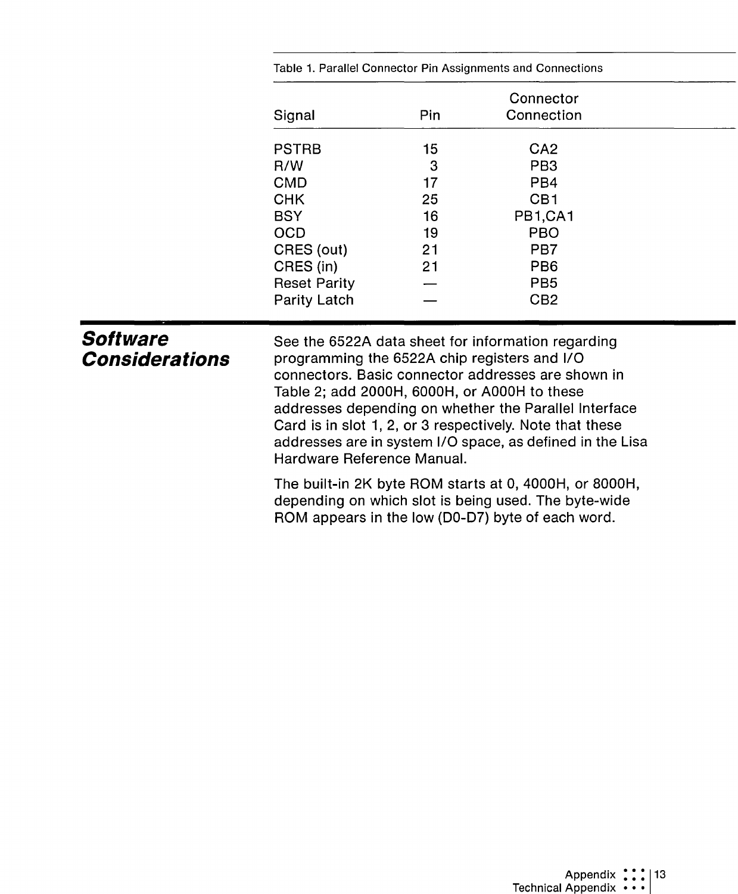Table 1. Parallel Connector Pin Assignments and Connections

| Signal | Pin | Connector Connection |
| --- | --- | --- |
| PSTRB | 15 | CA2 |
| R/W | 3 | PB3 |
| CMD | 17 | PB4 |
| CHK | 25 | CB1 |
| BSY | 16 | PB1,CA1 |
| OCD | 19 | PBO |
| CRES (out) | 21 | PB7 |
| CRES (in) | 21 | PB6 |
| Reset Parity | — | PB5 |
| Parity Latch | — | CB2 |

## Software Considerations

See the 6522A data sheet for information regarding programming the 6522A chip registers and I/O connectors. Basic connector addresses are shown in Table 2; add 2000H, 6000H, or A000H to these addresses depending on whether the Parallel Interface Card is in slot 1, 2, or 3 respectively. Note that these addresses are in system I/O space, as defined in the Lisa Hardware Reference Manual.

The built-in 2K byte ROM starts at 0, 4000H, or 8000H, depending on which slot is being used. The byte-wide ROM appears in the low (D0-D7) byte of each word.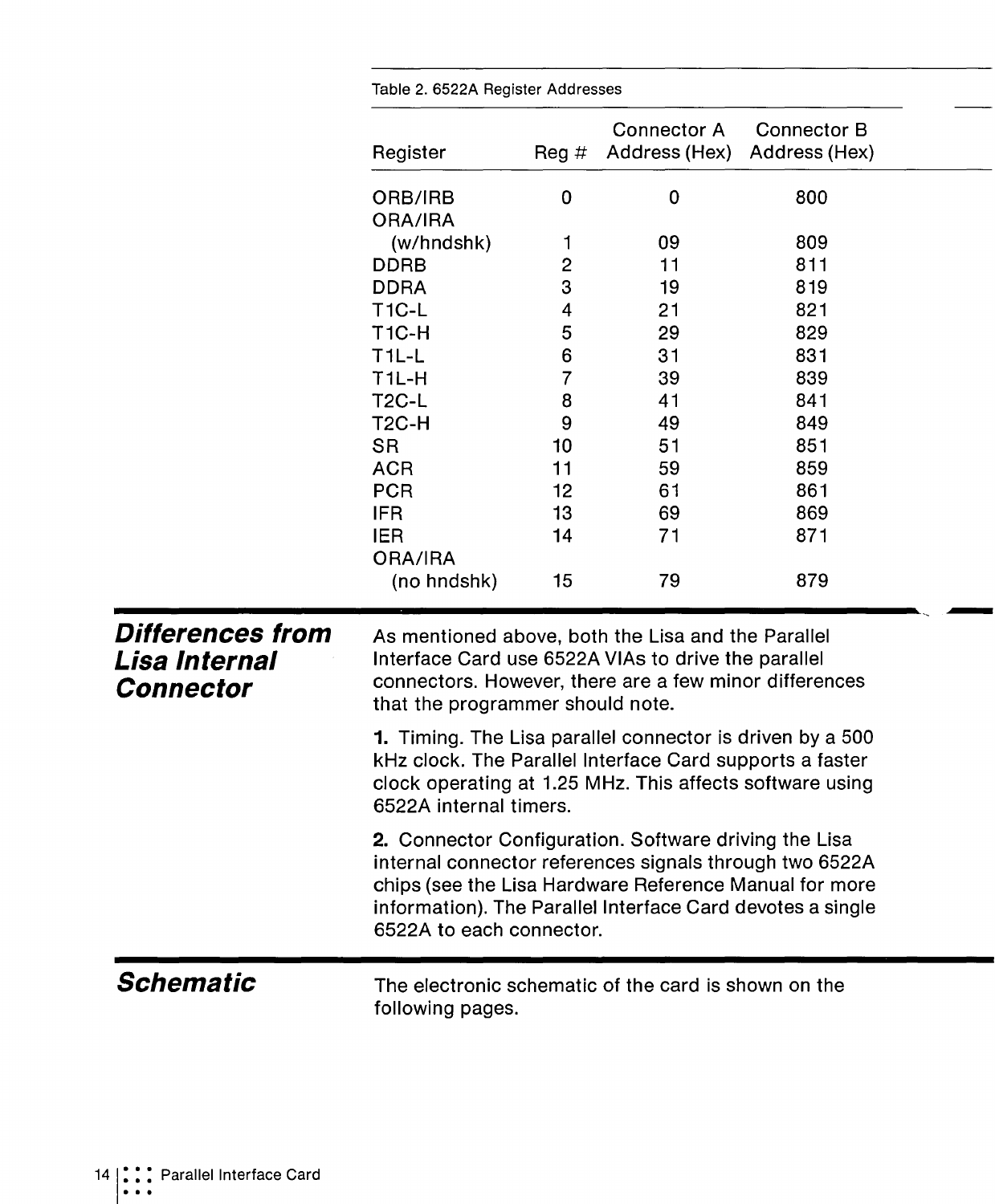Table 2. 6522A Register Addresses

| Register | Reg # | Connector A Address (Hex) | Connector B Address (Hex) |
|---|---|---|---|
| ORB/IRB | 0 | 0 | 800 |
| ORA/IRA (w/hndshk) | 1 | 09 | 809 |
| DDRB | 2 | 11 | 811 |
| DDRA | 3 | 19 | 819 |
| T1C-L | 4 | 21 | 821 |
| T1C-H | 5 | 29 | 829 |
| T1L-L | 6 | 31 | 831 |
| T1L-H | 7 | 39 | 839 |
| T2C-L | 8 | 41 | 841 |
| T2C-H | 9 | 49 | 849 |
| SR | 10 | 51 | 851 |
| ACR | 11 | 59 | 859 |
| PCR | 12 | 61 | 861 |
| IFR | 13 | 69 | 869 |
| IER | 14 | 71 | 871 |
| ORA/IRA (no hndshk) | 15 | 79 | 879 |

## Differences from Lisa Internal Connector

As mentioned above, both the Lisa and the Parallel Interface Card use 6522A VIAs to drive the parallel connectors. However, there are a few minor differences that the programmer should note.

**1.** Timing. The Lisa parallel connector is driven by a 500 kHz clock. The Parallel Interface Card supports a faster clock operating at 1.25 MHz. This affects software using 6522A internal timers.

**2.** Connector Configuration. Software driving the Lisa internal connector references signals through two 6522A chips (see the Lisa Hardware Reference Manual for more information). The Parallel Interface Card devotes a single 6522A to each connector.

## Schematic

The electronic schematic of the card is shown on the following pages.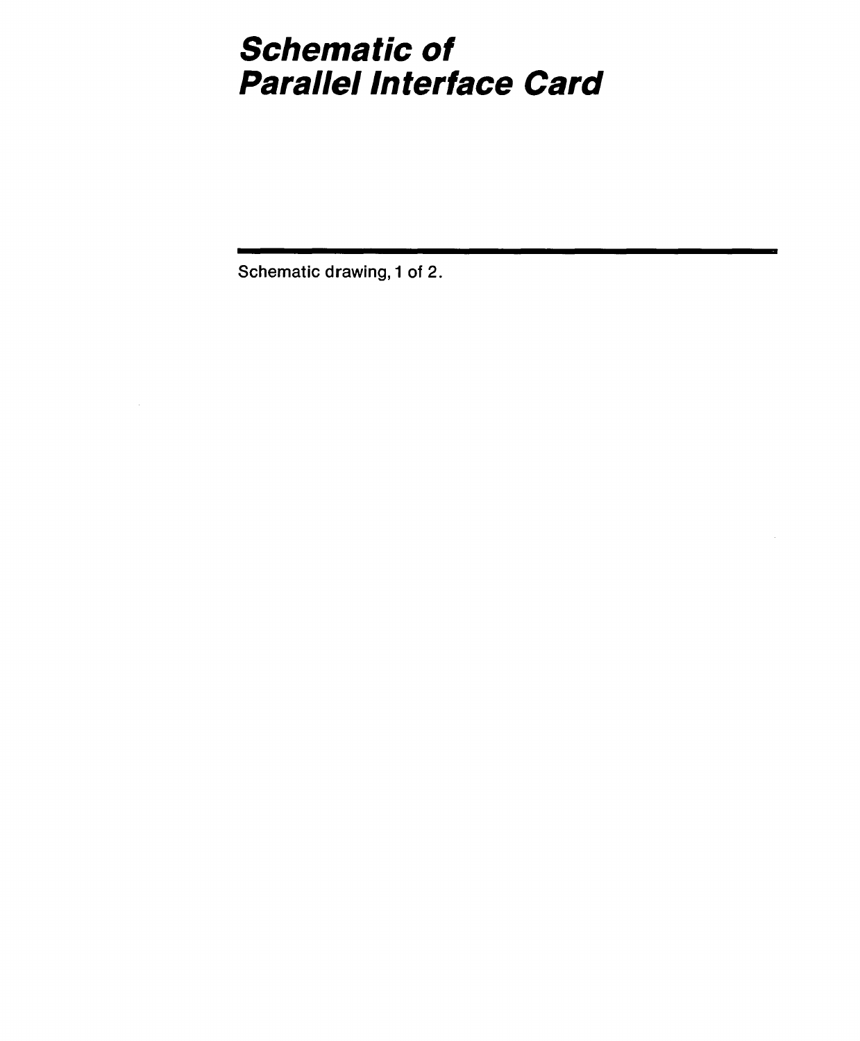# Schematic of Parallel Interface Card

Schematic drawing, 1 of 2.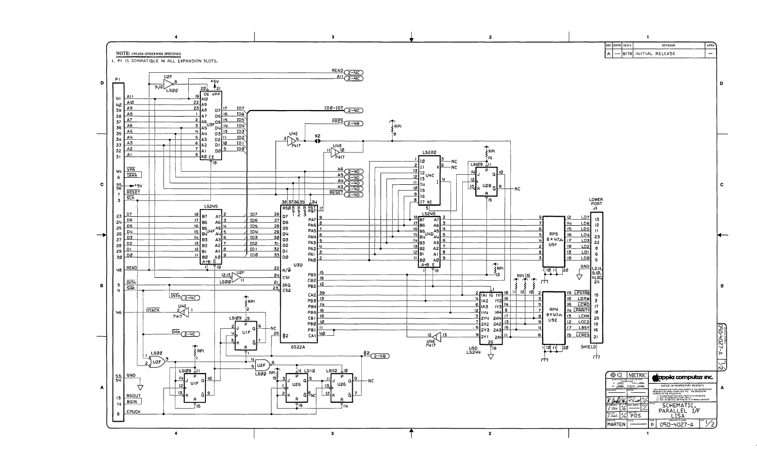**NOTE:** UNLESS OTHERWISE SPECIFIED

1. P1 IS COMPATIBLE IN ALL EXPANSION SLOTS.

| REV | ZONE | ECO # | REVISION | APPD |
|---|---|---|---|---|
| A | — | 8178 | INITIAL RELEASE | — |

apple computer inc.

NOTICE OF PROPRIETARY PROPERTY

TITLE: SCHEMATIC, PARALLEL I/F LISA

SIZE: D

DRAWING NUMBER: 050-4027-A

SHT 1/2

DRAWN: MARTEN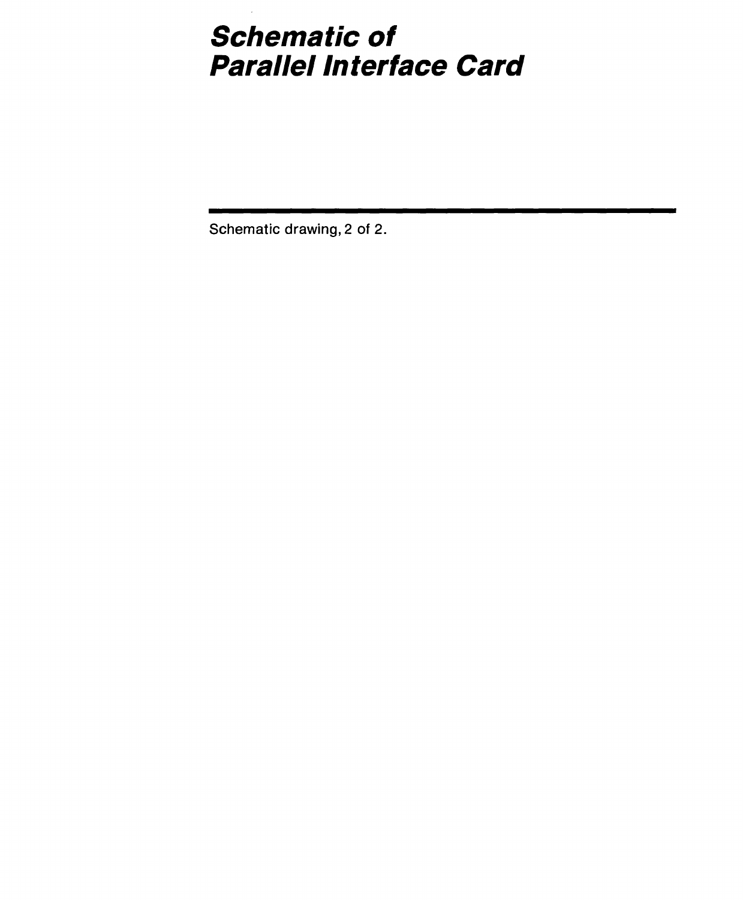# Schematic of Parallel Interface Card

---

Schematic drawing, 2 of 2.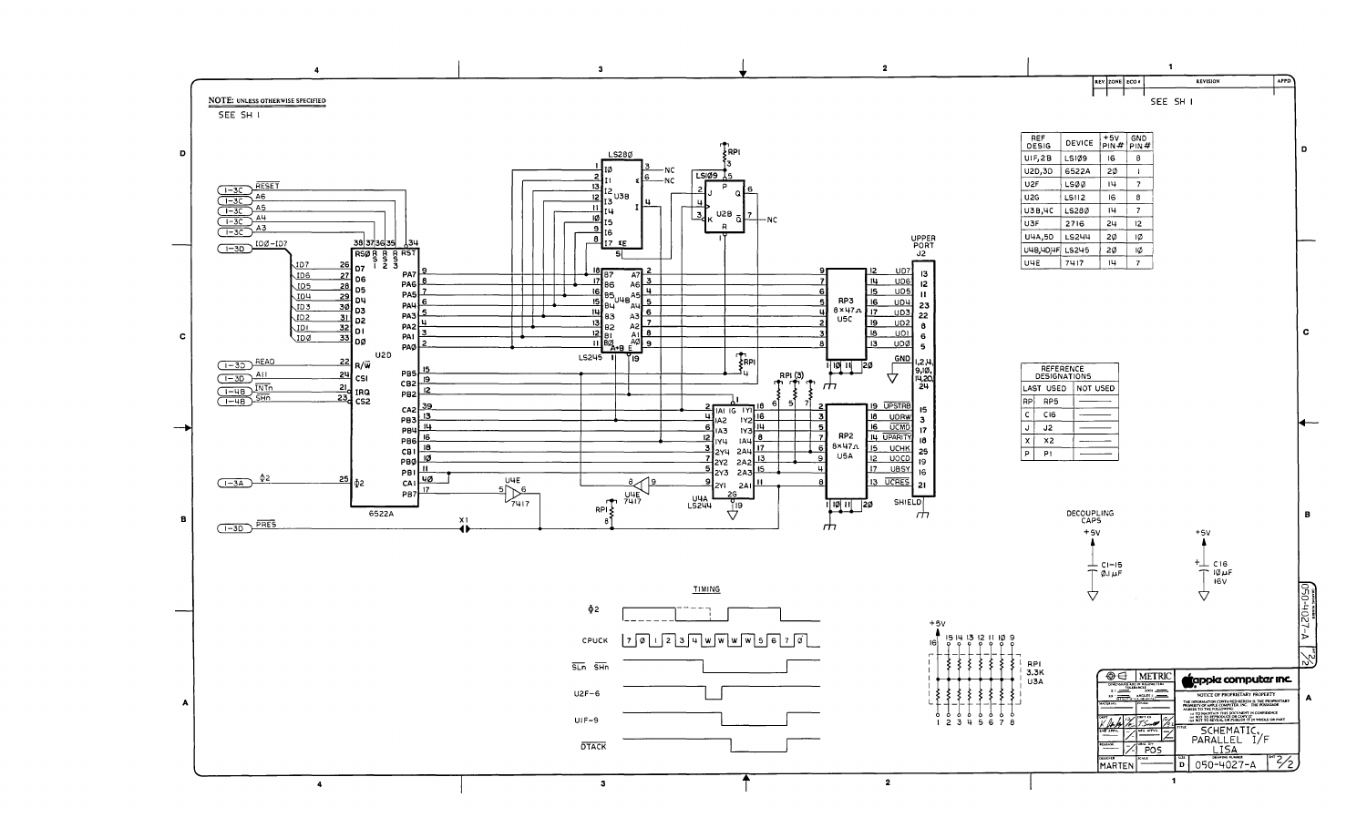NOTE: UNLESS OTHERWISE SPECIFIED

SEE SH 1

| REF DESIG | DEVICE | +5V PIN # | GND PIN # |
|---|---|---|---|
| U1F,2B | LS109 | 16 | 8 |
| U2D,3D | 6522A | 20 | 1 |
| U2F | LS00 | 14 | 7 |
| U2G | LS112 | 16 | 8 |
| U3B,4C | LS280 | 14 | 7 |
| U3F | 2716 | 24 | 12 |
| U4A,5D | LS244 | 20 | 10 |
| U4B,4D,4F | LS245 | 20 | 10 |
| U4E | 7417 | 14 | 7 |

| REFERENCE DESIGNATIONS | | |
|---|---|---|
| | LAST USED | NOT USED |
| RP | RP5 | ——— |
| C | C16 | ——— |
| J | J2 | ——— |
| X | X2 | ——— |
| P | P1 | ——— |

DECOUPLING CAPS

+5V C1-15 0.1µF

+5V C16 10µF 16V

TIMING

φ2

CPUCK 7 0 1 2 3 4 W W W W 5 6 7 0

SLn SHn

U2F-6

U1F-9

DTACK

RP1 3.3K U3A

UPPER PORT J2

apple computer inc.

NOTICE OF PROPRIETARY PROPERTY

SCHEMATIC, PARALLEL I/F LISA

DESIGNER MARTEN

DRAWN BY POS

050-4027-A

SHT 2/2